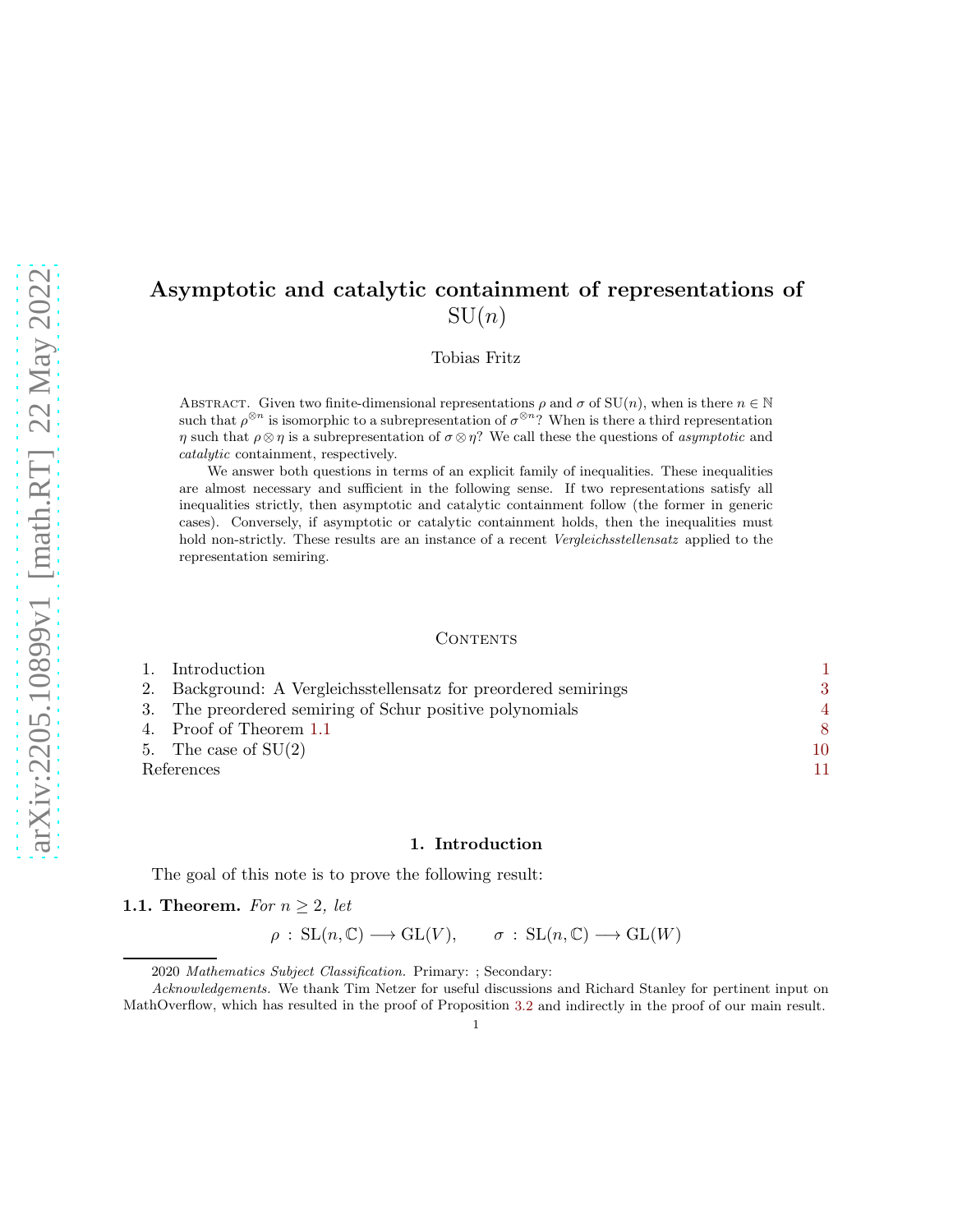# Asymptotic and catalytic containment of representations of SU($n$)

Tobias Fritz

Abstract. Given two finite-dimensional representations $\rho$ and $\sigma$ of $\mathrm{SU}(n)$, when is there $n \in \mathbb{N}$ such that $\rho^{\otimes n}$ is isomorphic to a subrepresentation of $\sigma^{\otimes n}$? When is there a third representation $\eta$ such that $\rho \otimes \eta$ is a subrepresentation of $\sigma \otimes \eta$? We call these the questions of *asymptotic* and *catalytic* containment, respectively.

We answer both questions in terms of an explicit family of inequalities. These inequalities are almost necessary and sufficient in the following sense. If two representations satisfy all inequalities strictly, then asymptotic and catalytic containment follow (the former in generic cases). Conversely, if asymptotic or catalytic containment holds, then the inequalities must hold non-strictly. These results are an instance of a recent *Vergleichsstellensatz* applied to the representation semiring.

## Contents

1. Introduction — 1
2. Background: A Vergleichsstellensatz for preordered semirings — 3
3. The preordered semiring of Schur positive polynomials — 4
4. Proof of Theorem 1.1 — 8
5. The case of SU(2) — 10

References — 11

## 1. Introduction

The goal of this note is to prove the following result:

**1.1. Theorem.** *For $n \geq 2$, let*

$$\rho \,:\, \mathrm{SL}(n,\mathbb{C}) \longrightarrow \mathrm{GL}(V), \qquad \sigma \,:\, \mathrm{SL}(n,\mathbb{C}) \longrightarrow \mathrm{GL}(W)$$

2020 *Mathematics Subject Classification.* Primary: ; Secondary:

*Acknowledgements.* We thank Tim Netzer for useful discussions and Richard Stanley for pertinent input on MathOverflow, which has resulted in the proof of Proposition 3.2 and indirectly in the proof of our main result.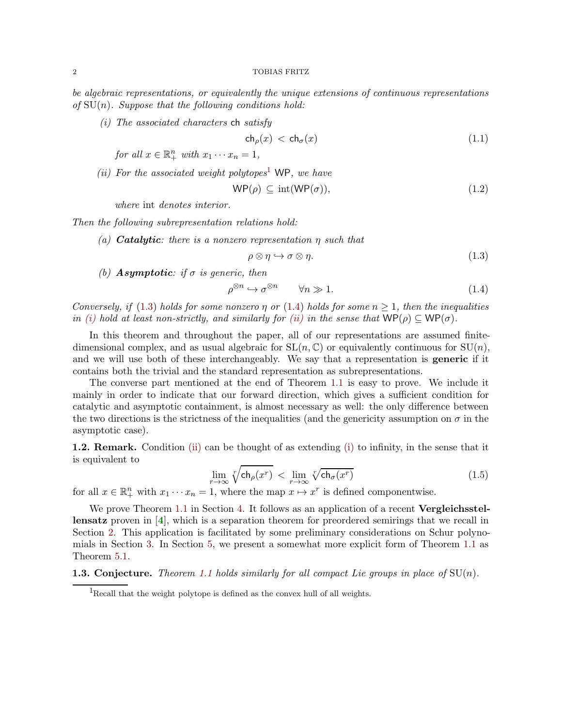*be algebraic representations, or equivalently the unique extensions of continuous representations of* $\mathrm{SU}(n)$*. Suppose that the following conditions hold:*

*(i) The associated characters* $\mathsf{ch}$ *satisfy*

$$\mathsf{ch}_\rho(x) < \mathsf{ch}_\sigma(x) \tag{1.1}$$

*for all* $x \in \mathbb{R}^n_+$ *with* $x_1 \cdots x_n = 1$*,*

*(ii) For the associated weight polytopes*[1] $\mathsf{WP}$*, we have*

$$\mathsf{WP}(\rho) \subseteq \operatorname{int}(\mathsf{WP}(\sigma)), \tag{1.2}$$

*where* int *denotes interior.*

*Then the following subrepresentation relations hold:*

*(a)* ***Catalytic****: there is a nonzero representation* $\eta$ *such that*

$$\rho \otimes \eta \hookrightarrow \sigma \otimes \eta. \tag{1.3}$$

*(b)* ***Asymptotic****: if* $\sigma$ *is generic, then*

$$\rho^{\otimes n} \hookrightarrow \sigma^{\otimes n} \qquad \forall n \gg 1. \tag{1.4}$$

*Conversely, if (1.3) holds for some nonzero* $\eta$ *or (1.4) holds for some* $n \geq 1$*, then the inequalities in (i) hold at least non-strictly, and similarly for (ii) in the sense that* $\mathsf{WP}(\rho) \subseteq \mathsf{WP}(\sigma)$*.*

In this theorem and throughout the paper, all of our representations are assumed finite-dimensional complex, and as usual algebraic for $\mathrm{SL}(n, \mathbb{C})$ or equivalently continuous for $\mathrm{SU}(n)$, and we will use both of these interchangeably. We say that a representation is **generic** if it contains both the trivial and the standard representation as subrepresentations.

The converse part mentioned at the end of Theorem 1.1 is easy to prove. We include it mainly in order to indicate that our forward direction, which gives a sufficient condition for catalytic and asymptotic containment, is almost necessary as well: the only difference between the two directions is the strictness of the inequalities (and the genericity assumption on $\sigma$ in the asymptotic case).

**1.2. Remark.** Condition (ii) can be thought of as extending (i) to infinity, in the sense that it is equivalent to

$$\lim_{r \to \infty} \sqrt[r]{\mathsf{ch}_\rho(x^r)} < \lim_{r \to \infty} \sqrt[r]{\mathsf{ch}_\sigma(x^r)} \tag{1.5}$$

for all $x \in \mathbb{R}^n_+$ with $x_1 \cdots x_n = 1$, where the map $x \mapsto x^r$ is defined componentwise.

We prove Theorem 1.1 in Section 4. It follows as an application of a recent **Vergleichsstellensatz** proven in [4], which is a separation theorem for preordered semirings that we recall in Section 2. This application is facilitated by some preliminary considerations on Schur polynomials in Section 3. In Section 5, we present a somewhat more explicit form of Theorem 1.1 as Theorem 5.1.

**1.3. Conjecture.** *Theorem 1.1 holds similarly for all compact Lie groups in place of* $\mathrm{SU}(n)$*.*

[1] Recall that the weight polytope is defined as the convex hull of all weights.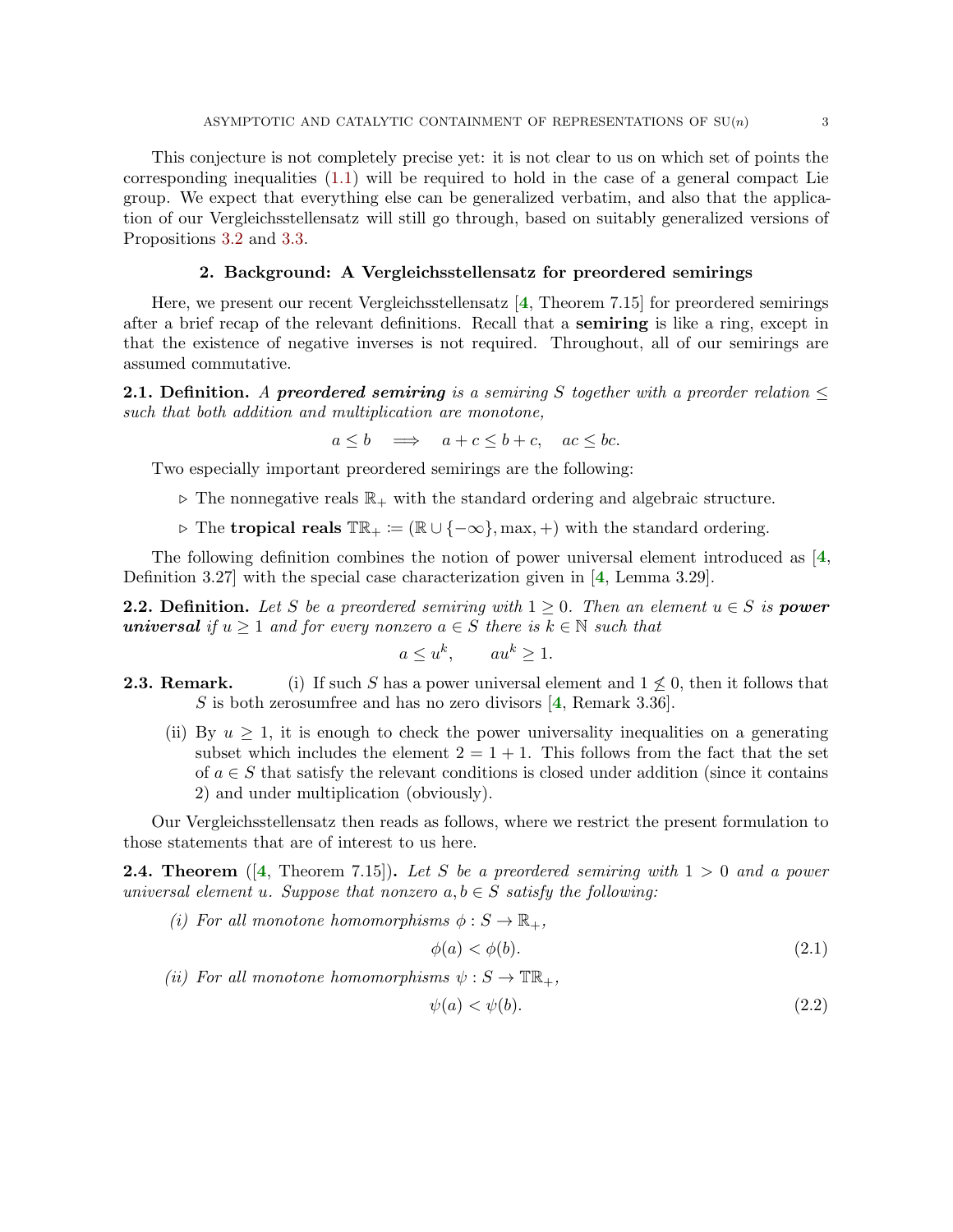This conjecture is not completely precise yet: it is not clear to us on which set of points the corresponding inequalities (1.1) will be required to hold in the case of a general compact Lie group. We expect that everything else can be generalized verbatim, and also that the application of our Vergleichsstellensatz will still go through, based on suitably generalized versions of Propositions 3.2 and 3.3.

## 2. Background: A Vergleichsstellensatz for preordered semirings

Here, we present our recent Vergleichsstellensatz [4, Theorem 7.15] for preordered semirings after a brief recap of the relevant definitions. Recall that a **semiring** is like a ring, except in that the existence of negative inverses is not required. Throughout, all of our semirings are assumed commutative.

**2.1. Definition.** *A **preordered semiring** is a semiring $S$ together with a preorder relation $\leq$ such that both addition and multiplication are monotone,*

$$a \leq b \quad \Longrightarrow \quad a + c \leq b + c, \quad ac \leq bc.$$

Two especially important preordered semirings are the following:

- ▷ The nonnegative reals $\mathbb{R}_+$ with the standard ordering and algebraic structure.
- ▷ The **tropical reals** $\mathbb{TR}_+ \coloneqq (\mathbb{R} \cup \{-\infty\}, \max, +)$ with the standard ordering.

The following definition combines the notion of power universal element introduced as [4, Definition 3.27] with the special case characterization given in [4, Lemma 3.29].

**2.2. Definition.** *Let $S$ be a preordered semiring with $1 \geq 0$. Then an element $u \in S$ is **power universal** if $u \geq 1$ and for every nonzero $a \in S$ there is $k \in \mathbb{N}$ such that*

$$a \leq u^k, \qquad au^k \geq 1.$$

**2.3. Remark.**

(i) If such $S$ has a power universal element and $1 \not\leq 0$, then it follows that $S$ is both zerosumfree and has no zero divisors [4, Remark 3.36].

(ii) By $u \geq 1$, it is enough to check the power universality inequalities on a generating subset which includes the element $2 = 1 + 1$. This follows from the fact that the set of $a \in S$ that satisfy the relevant conditions is closed under addition (since it contains 2) and under multiplication (obviously).

Our Vergleichsstellensatz then reads as follows, where we restrict the present formulation to those statements that are of interest to us here.

**2.4. Theorem** ([4, Theorem 7.15])**.** *Let $S$ be a preordered semiring with $1 > 0$ and a power universal element $u$. Suppose that nonzero $a, b \in S$ satisfy the following:*

*(i) For all monotone homomorphisms $\phi : S \to \mathbb{R}_+$,*

$$\phi(a) < \phi(b). \tag{2.1}$$

*(ii) For all monotone homomorphisms $\psi : S \to \mathbb{TR}_+$,*

$$\psi(a) < \psi(b). \tag{2.2}$$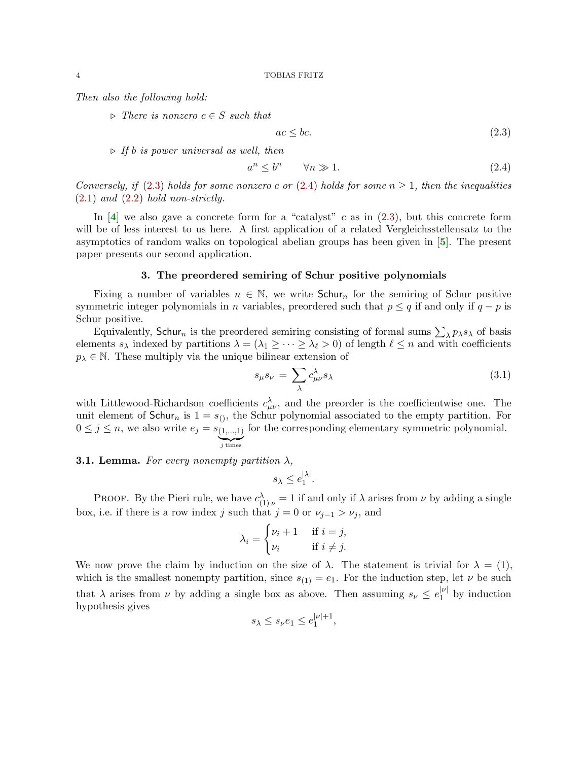*Then also the following hold:*

▷ *There is nonzero $c \in S$ such that*

$$ac \le bc. \tag{2.3}$$

▷ *If $b$ is power universal as well, then*

$$a^n \le b^n \qquad \forall n \gg 1. \tag{2.4}$$

*Conversely, if (2.3) holds for some nonzero $c$ or (2.4) holds for some $n \ge 1$, then the inequalities (2.1) and (2.2) hold non-strictly.*

In [4] we also gave a concrete form for a "catalyst" $c$ as in (2.3), but this concrete form will be of less interest to us here. A first application of a related Vergleichsstellensatz to the asymptotics of random walks on topological abelian groups has been given in [5]. The present paper presents our second application.

## 3. The preordered semiring of Schur positive polynomials

Fixing a number of variables $n \in \mathbb{N}$, we write $\mathsf{Schur}_n$ for the semiring of Schur positive symmetric integer polynomials in $n$ variables, preordered such that $p \le q$ if and only if $q - p$ is Schur positive.

Equivalently, $\mathsf{Schur}_n$ is the preordered semiring consisting of formal sums $\sum_\lambda p_\lambda s_\lambda$ of basis elements $s_\lambda$ indexed by partitions $\lambda = (\lambda_1 \ge \cdots \ge \lambda_\ell > 0)$ of length $\ell \le n$ and with coefficients $p_\lambda \in \mathbb{N}$. These multiply via the unique bilinear extension of

$$s_\mu s_\nu = \sum_\lambda c^\lambda_{\mu\nu} s_\lambda \tag{3.1}$$

with Littlewood-Richardson coefficients $c^\lambda_{\mu\nu}$, and the preorder is the coefficientwise one. The unit element of $\mathsf{Schur}_n$ is $1 = s_{()}$, the Schur polynomial associated to the empty partition. For $0 \le j \le n$, we also write $e_j = s_{\underbrace{(1,\dots,1)}_{j \text{ times}}}$ for the corresponding elementary symmetric polynomial.

**3.1. Lemma.** *For every nonempty partition $\lambda$,*

$$s_\lambda \le e_1^{|\lambda|}.$$

Proof. By the Pieri rule, we have $c^\lambda_{(1)\,\nu} = 1$ if and only if $\lambda$ arises from $\nu$ by adding a single box, i.e. if there is a row index $j$ such that $j = 0$ or $\nu_{j-1} > \nu_j$, and

$$\lambda_i = \begin{cases} \nu_i + 1 & \text{if } i = j, \\ \nu_i & \text{if } i \ne j. \end{cases}$$

We now prove the claim by induction on the size of $\lambda$. The statement is trivial for $\lambda = (1)$, which is the smallest nonempty partition, since $s_{(1)} = e_1$. For the induction step, let $\nu$ be such that $\lambda$ arises from $\nu$ by adding a single box as above. Then assuming $s_\nu \le e_1^{|\nu|}$ by induction hypothesis gives

$$s_\lambda \le s_\nu e_1 \le e_1^{|\nu|+1},$$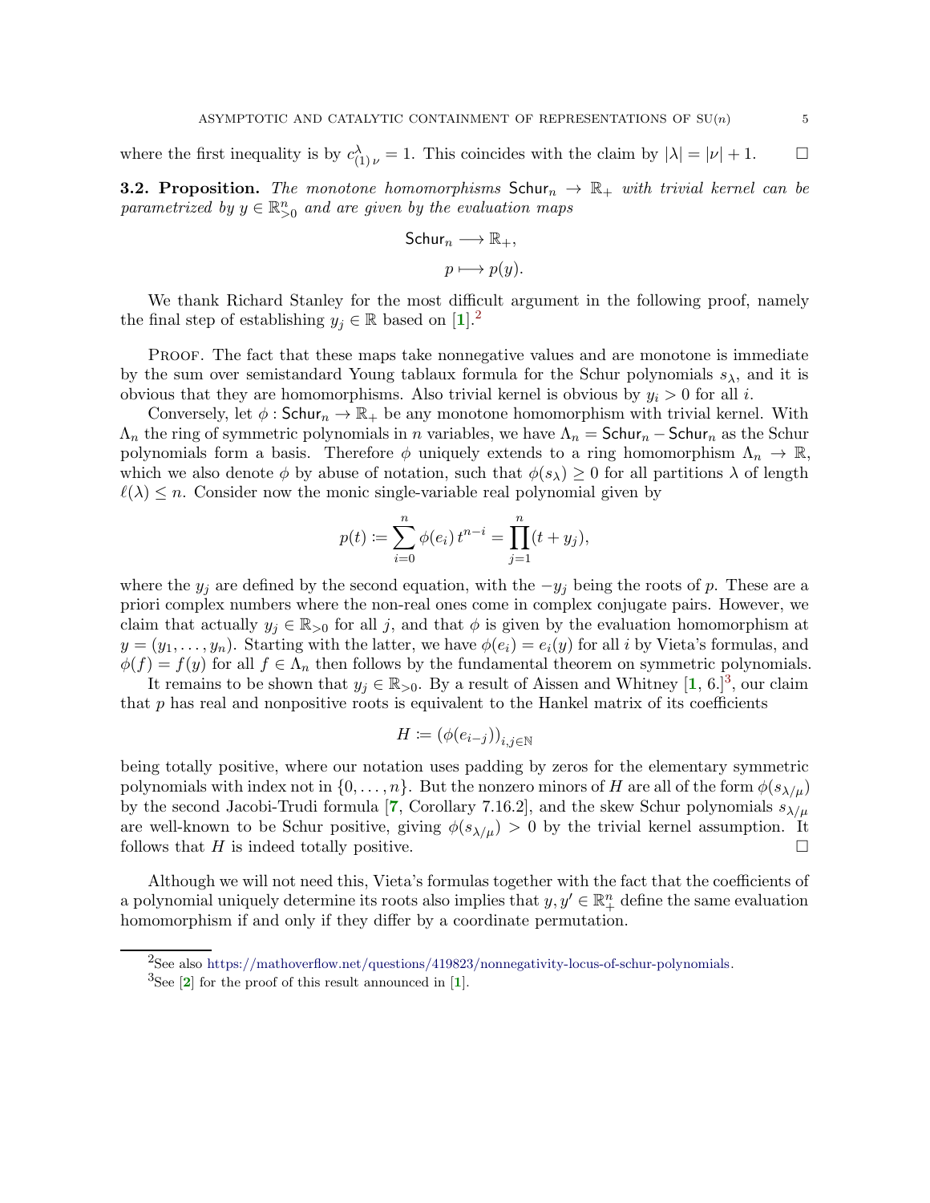where the first inequality is by $c^{\lambda}_{(1)\,\nu} = 1$. This coincides with the claim by $|\lambda| = |\nu| + 1$. $\square$

**3.2. Proposition.** *The monotone homomorphisms $\mathsf{Schur}_n \to \mathbb{R}_+$ with trivial kernel can be parametrized by $y \in \mathbb{R}^n_{>0}$ and are given by the evaluation maps*

$$\begin{aligned} \mathsf{Schur}_n &\longrightarrow \mathbb{R}_+, \\ p &\longmapsto p(y). \end{aligned}$$

We thank Richard Stanley for the most difficult argument in the following proof, namely the final step of establishing $y_j \in \mathbb{R}$ based on [1].[2]

Proof. The fact that these maps take nonnegative values and are monotone is immediate by the sum over semistandard Young tablaux formula for the Schur polynomials $s_\lambda$, and it is obvious that they are homomorphisms. Also trivial kernel is obvious by $y_i > 0$ for all $i$.

Conversely, let $\phi : \mathsf{Schur}_n \to \mathbb{R}_+$ be any monotone homomorphism with trivial kernel. With $\Lambda_n$ the ring of symmetric polynomials in $n$ variables, we have $\Lambda_n = \mathsf{Schur}_n - \mathsf{Schur}_n$ as the Schur polynomials form a basis. Therefore $\phi$ uniquely extends to a ring homomorphism $\Lambda_n \to \mathbb{R}$, which we also denote $\phi$ by abuse of notation, such that $\phi(s_\lambda) \geq 0$ for all partitions $\lambda$ of length $\ell(\lambda) \leq n$. Consider now the monic single-variable real polynomial given by

$$p(t) \coloneqq \sum_{i=0}^{n} \phi(e_i)\, t^{n-i} = \prod_{j=1}^{n} (t + y_j),$$

where the $y_j$ are defined by the second equation, with the $-y_j$ being the roots of $p$. These are a priori complex numbers where the non-real ones come in complex conjugate pairs. However, we claim that actually $y_j \in \mathbb{R}_{>0}$ for all $j$, and that $\phi$ is given by the evaluation homomorphism at $y = (y_1, \ldots, y_n)$. Starting with the latter, we have $\phi(e_i) = e_i(y)$ for all $i$ by Vieta's formulas, and $\phi(f) = f(y)$ for all $f \in \Lambda_n$ then follows by the fundamental theorem on symmetric polynomials.

It remains to be shown that $y_j \in \mathbb{R}_{>0}$. By a result of Aissen and Whitney [1, 6.][3], our claim that $p$ has real and nonpositive roots is equivalent to the Hankel matrix of its coefficients

$$H \coloneqq (\phi(e_{i-j}))_{i,j \in \mathbb{N}}$$

being totally positive, where our notation uses padding by zeros for the elementary symmetric polynomials with index not in $\{0, \ldots, n\}$. But the nonzero minors of $H$ are all of the form $\phi(s_{\lambda/\mu})$ by the second Jacobi-Trudi formula [7, Corollary 7.16.2], and the skew Schur polynomials $s_{\lambda/\mu}$ are well-known to be Schur positive, giving $\phi(s_{\lambda/\mu}) > 0$ by the trivial kernel assumption. It follows that $H$ is indeed totally positive. $\square$

Although we will not need this, Vieta's formulas together with the fact that the coefficients of a polynomial uniquely determine its roots also implies that $y, y' \in \mathbb{R}^n_+$ define the same evaluation homomorphism if and only if they differ by a coordinate permutation.

[2] See also https://mathoverflow.net/questions/419823/nonnegativity-locus-of-schur-polynomials.

[3] See [2] for the proof of this result announced in [1].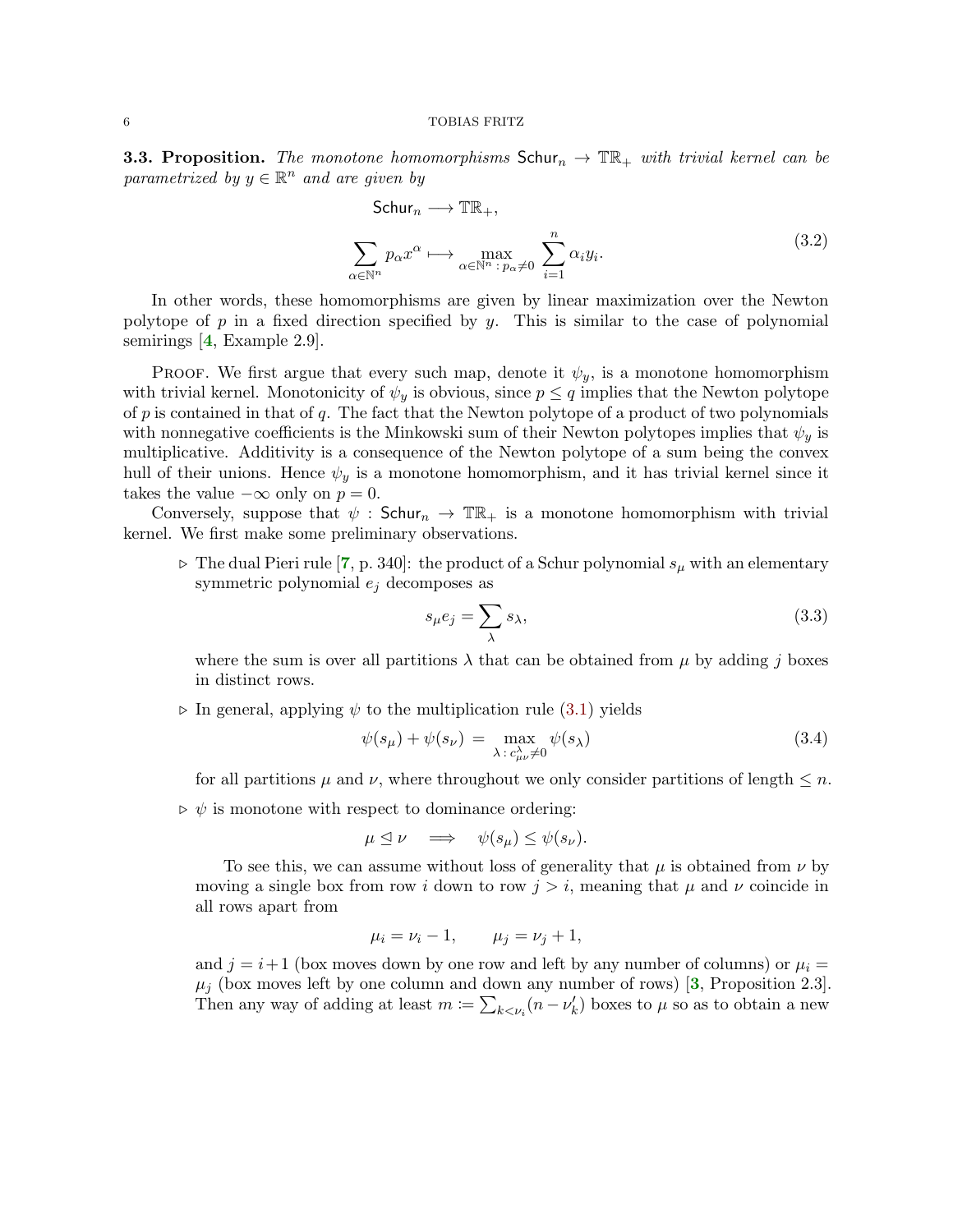**3.3. Proposition.** *The monotone homomorphisms* $\mathsf{Schur}_n \to \mathbb{TR}_+$ *with trivial kernel can be parametrized by* $y \in \mathbb{R}^n$ *and are given by*

$$\begin{aligned} \mathsf{Schur}_n &\longrightarrow \mathbb{TR}_+, \\ \sum_{\alpha \in \mathbb{N}^n} p_\alpha x^\alpha &\longmapsto \max_{\alpha \in \mathbb{N}^n \,:\, p_\alpha \neq 0} \sum_{i=1}^n \alpha_i y_i. \end{aligned} \tag{3.2}$$

In other words, these homomorphisms are given by linear maximization over the Newton polytope of $p$ in a fixed direction specified by $y$. This is similar to the case of polynomial semirings [4, Example 2.9].

Proof. We first argue that every such map, denote it $\psi_y$, is a monotone homomorphism with trivial kernel. Monotonicity of $\psi_y$ is obvious, since $p \leq q$ implies that the Newton polytope of $p$ is contained in that of $q$. The fact that the Newton polytope of a product of two polynomials with nonnegative coefficients is the Minkowski sum of their Newton polytopes implies that $\psi_y$ is multiplicative. Additivity is a consequence of the Newton polytope of a sum being the convex hull of their unions. Hence $\psi_y$ is a monotone homomorphism, and it has trivial kernel since it takes the value $-\infty$ only on $p = 0$.

Conversely, suppose that $\psi : \mathsf{Schur}_n \to \mathbb{TR}_+$ is a monotone homomorphism with trivial kernel. We first make some preliminary observations.

- ▷ The dual Pieri rule [7, p. 340]: the product of a Schur polynomial $s_\mu$ with an elementary symmetric polynomial $e_j$ decomposes as

$$s_\mu e_j = \sum_\lambda s_\lambda, \tag{3.3}$$

  where the sum is over all partitions $\lambda$ that can be obtained from $\mu$ by adding $j$ boxes in distinct rows.

- ▷ In general, applying $\psi$ to the multiplication rule (3.1) yields

$$\psi(s_\mu) + \psi(s_\nu) \;=\; \max_{\lambda \,:\, c^\lambda_{\mu\nu} \neq 0} \psi(s_\lambda) \tag{3.4}$$

  for all partitions $\mu$ and $\nu$, where throughout we only consider partitions of length $\leq n$.

- ▷ $\psi$ is monotone with respect to dominance ordering:

$$\mu \trianglelefteq \nu \quad \Longrightarrow \quad \psi(s_\mu) \leq \psi(s_\nu).$$

  To see this, we can assume without loss of generality that $\mu$ is obtained from $\nu$ by moving a single box from row $i$ down to row $j > i$, meaning that $\mu$ and $\nu$ coincide in all rows apart from

$$\mu_i = \nu_i - 1, \qquad \mu_j = \nu_j + 1,$$

  and $j = i+1$ (box moves down by one row and left by any number of columns) or $\mu_i = \mu_j$ (box moves left by one column and down any number of rows) [3, Proposition 2.3]. Then any way of adding at least $m \coloneqq \sum_{k<\nu_i}(n - \nu'_k)$ boxes to $\mu$ so as to obtain a new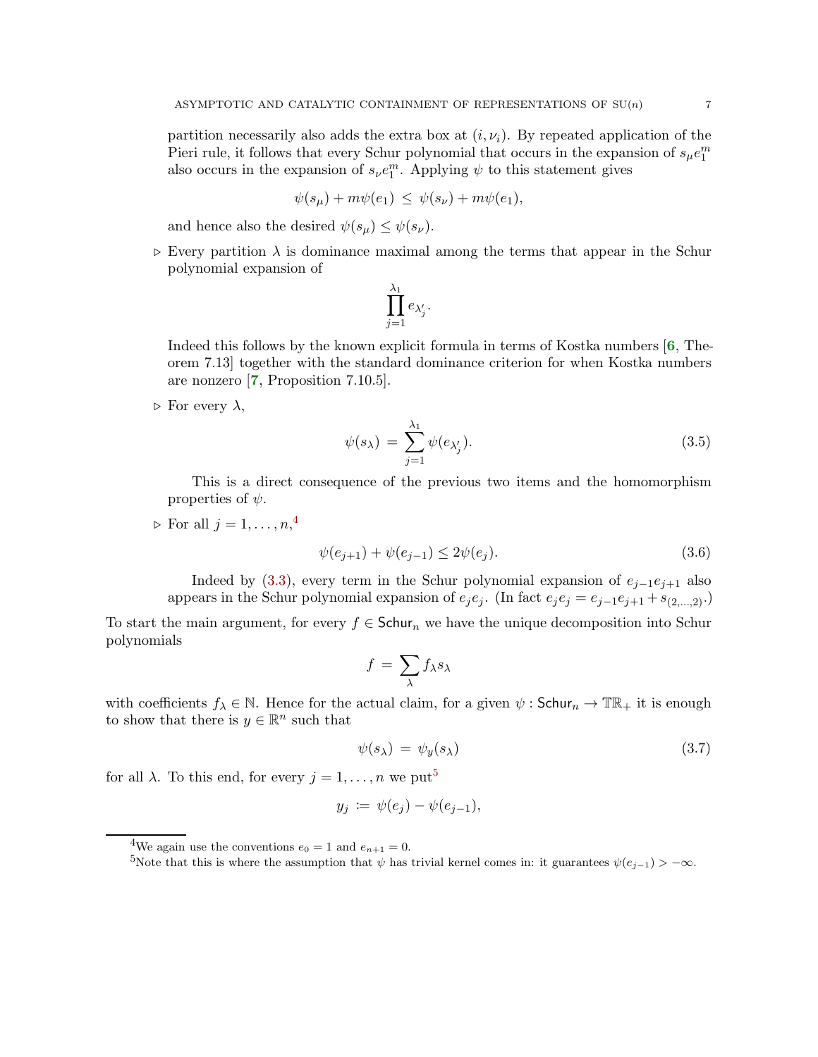partition necessarily also adds the extra box at $(i, \nu_i)$. By repeated application of the Pieri rule, it follows that every Schur polynomial that occurs in the expansion of $s_\mu e_1^m$ also occurs in the expansion of $s_\nu e_1^m$. Applying $\psi$ to this statement gives

$$\psi(s_\mu) + m\psi(e_1) \leq \psi(s_\nu) + m\psi(e_1),$$

and hence also the desired $\psi(s_\mu) \leq \psi(s_\nu)$.

- ▷ Every partition $\lambda$ is dominance maximal among the terms that appear in the Schur polynomial expansion of

$$\prod_{j=1}^{\lambda_1} e_{\lambda'_j}.$$

Indeed this follows by the known explicit formula in terms of Kostka numbers [6, Theorem 7.13] together with the standard dominance criterion for when Kostka numbers are nonzero [7, Proposition 7.10.5].

- ▷ For every $\lambda$,

$$\psi(s_\lambda) = \sum_{j=1}^{\lambda_1} \psi(e_{\lambda'_j}). \tag{3.5}$$

This is a direct consequence of the previous two items and the homomorphism properties of $\psi$.

- ▷ For all $j = 1, \ldots, n$,[4]

$$\psi(e_{j+1}) + \psi(e_{j-1}) \leq 2\psi(e_j). \tag{3.6}$$

Indeed by (3.3), every term in the Schur polynomial expansion of $e_{j-1}e_{j+1}$ also appears in the Schur polynomial expansion of $e_j e_j$. (In fact $e_j e_j = e_{j-1}e_{j+1} + s_{(2,\ldots,2)}$.)

To start the main argument, for every $f \in \mathsf{Schur}_n$ we have the unique decomposition into Schur polynomials

$$f = \sum_\lambda f_\lambda s_\lambda$$

with coefficients $f_\lambda \in \mathbb{N}$. Hence for the actual claim, for a given $\psi : \mathsf{Schur}_n \to \mathbb{TR}_+$ it is enough to show that there is $y \in \mathbb{R}^n$ such that

$$\psi(s_\lambda) = \psi_y(s_\lambda) \tag{3.7}$$

for all $\lambda$. To this end, for every $j = 1, \ldots, n$ we put[5]

$$y_j := \psi(e_j) - \psi(e_{j-1}),$$

[4] We again use the conventions $e_0 = 1$ and $e_{n+1} = 0$.

[5] Note that this is where the assumption that $\psi$ has trivial kernel comes in: it guarantees $\psi(e_{j-1}) > -\infty$.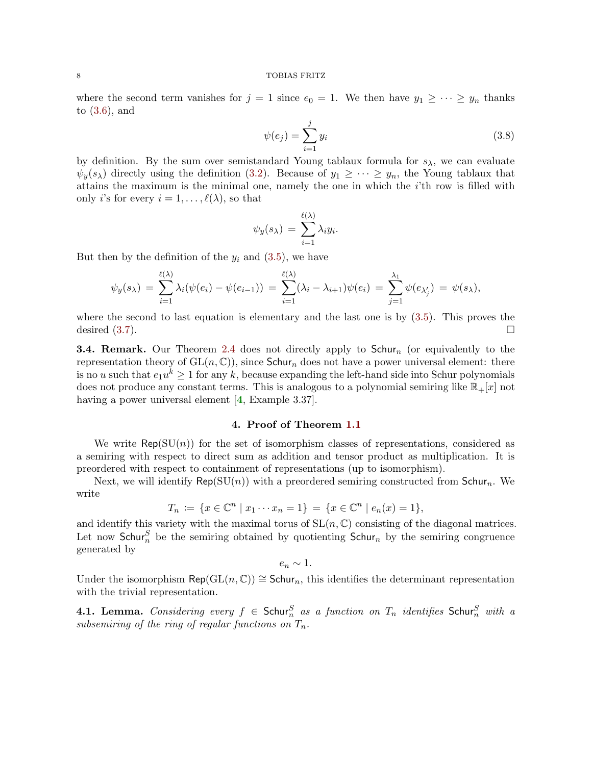where the second term vanishes for $j = 1$ since $e_0 = 1$. We then have $y_1 \geq \cdots \geq y_n$ thanks to (3.6), and

$$\psi(e_j) = \sum_{i=1}^{j} y_i \tag{3.8}$$

by definition. By the sum over semistandard Young tablaux formula for $s_\lambda$, we can evaluate $\psi_y(s_\lambda)$ directly using the definition (3.2). Because of $y_1 \geq \cdots \geq y_n$, the Young tablaux that attains the maximum is the minimal one, namely the one in which the $i$'th row is filled with only $i$'s for every $i = 1, \ldots, \ell(\lambda)$, so that

$$\psi_y(s_\lambda) \,=\, \sum_{i=1}^{\ell(\lambda)} \lambda_i y_i.$$

But then by the definition of the $y_i$ and (3.5), we have

$$\psi_y(s_\lambda) \,=\, \sum_{i=1}^{\ell(\lambda)} \lambda_i(\psi(e_i) - \psi(e_{i-1})) \,=\, \sum_{i=1}^{\ell(\lambda)} (\lambda_i - \lambda_{i+1})\psi(e_i) \,=\, \sum_{j=1}^{\lambda_1} \psi(e_{\lambda'_j}) \,=\, \psi(s_\lambda),$$

where the second to last equation is elementary and the last one is by (3.5). This proves the desired (3.7). $\square$

**3.4. Remark.** Our Theorem 2.4 does not directly apply to $\mathsf{Schur}_n$ (or equivalently to the representation theory of $\mathrm{GL}(n, \mathbb{C})$), since $\mathsf{Schur}_n$ does not have a power universal element: there is no $u$ such that $e_1 u^k \geq 1$ for any $k$, because expanding the left-hand side into Schur polynomials does not produce any constant terms. This is analogous to a polynomial semiring like $\mathbb{R}_+[x]$ not having a power universal element [4, Example 3.37].

## 4. Proof of Theorem 1.1

We write $\mathsf{Rep}(\mathrm{SU}(n))$ for the set of isomorphism classes of representations, considered as a semiring with respect to direct sum as addition and tensor product as multiplication. It is preordered with respect to containment of representations (up to isomorphism).

Next, we will identify $\mathsf{Rep}(\mathrm{SU}(n))$ with a preordered semiring constructed from $\mathsf{Schur}_n$. We write

$$T_n \coloneqq \{x \in \mathbb{C}^n \mid x_1 \cdots x_n = 1\} \,=\, \{x \in \mathbb{C}^n \mid e_n(x) = 1\},$$

and identify this variety with the maximal torus of $\mathrm{SL}(n, \mathbb{C})$ consisting of the diagonal matrices. Let now $\mathsf{Schur}_n^S$ be the semiring obtained by quotienting $\mathsf{Schur}_n$ by the semiring congruence generated by

$$e_n \sim 1.$$

Under the isomorphism $\mathsf{Rep}(\mathrm{GL}(n, \mathbb{C})) \cong \mathsf{Schur}_n$, this identifies the determinant representation with the trivial representation.

**4.1. Lemma.** *Considering every $f \in \mathsf{Schur}_n^S$ as a function on $T_n$ identifies $\mathsf{Schur}_n^S$ with a subsemiring of the ring of regular functions on $T_n$.*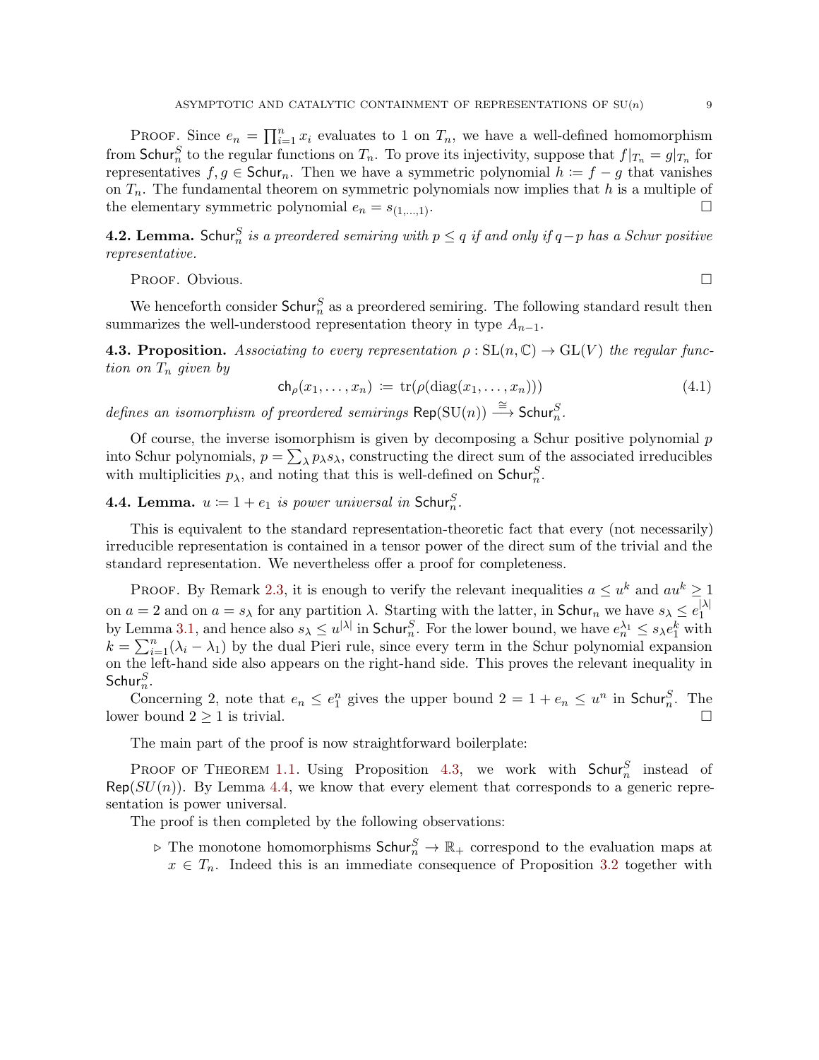Proof. Since $e_n = \prod_{i=1}^n x_i$ evaluates to 1 on $T_n$, we have a well-defined homomorphism from $\mathsf{Schur}_n^S$ to the regular functions on $T_n$. To prove its injectivity, suppose that $f|_{T_n} = g|_{T_n}$ for representatives $f, g \in \mathsf{Schur}_n$. Then we have a symmetric polynomial $h := f - g$ that vanishes on $T_n$. The fundamental theorem on symmetric polynomials now implies that $h$ is a multiple of the elementary symmetric polynomial $e_n = s_{(1,\ldots,1)}$. □

**4.2. Lemma.** *$\mathsf{Schur}_n^S$ is a preordered semiring with $p \le q$ if and only if $q-p$ has a Schur positive representative.*

Proof. Obvious. □

We henceforth consider $\mathsf{Schur}_n^S$ as a preordered semiring. The following standard result then summarizes the well-understood representation theory in type $A_{n-1}$.

**4.3. Proposition.** *Associating to every representation $\rho : \mathrm{SL}(n, \mathbb{C}) \to \mathrm{GL}(V)$ the regular function on $T_n$ given by*

$$\mathsf{ch}_\rho(x_1, \ldots, x_n) := \mathrm{tr}(\rho(\mathrm{diag}(x_1, \ldots, x_n))) \tag{4.1}$$

*defines an isomorphism of preordered semirings $\mathsf{Rep}(\mathrm{SU}(n)) \xrightarrow{\cong} \mathsf{Schur}_n^S$.*

Of course, the inverse isomorphism is given by decomposing a Schur positive polynomial $p$ into Schur polynomials, $p = \sum_\lambda p_\lambda s_\lambda$, constructing the direct sum of the associated irreducibles with multiplicities $p_\lambda$, and noting that this is well-defined on $\mathsf{Schur}_n^S$.

**4.4. Lemma.** *$u := 1 + e_1$ is power universal in $\mathsf{Schur}_n^S$.*

This is equivalent to the standard representation-theoretic fact that every (not necessarily) irreducible representation is contained in a tensor power of the direct sum of the trivial and the standard representation. We nevertheless offer a proof for completeness.

Proof. By Remark 2.3, it is enough to verify the relevant inequalities $a \le u^k$ and $au^k \ge 1$ on $a = 2$ and on $a = s_\lambda$ for any partition $\lambda$. Starting with the latter, in $\mathsf{Schur}_n$ we have $s_\lambda \le e_1^{|\lambda|}$ by Lemma 3.1, and hence also $s_\lambda \le u^{|\lambda|}$ in $\mathsf{Schur}_n^S$. For the lower bound, we have $e_n^{\lambda_1} \le s_\lambda e_1^k$ with $k = \sum_{i=1}^n (\lambda_i - \lambda_1)$ by the dual Pieri rule, since every term in the Schur polynomial expansion on the left-hand side also appears on the right-hand side. This proves the relevant inequality in $\mathsf{Schur}_n^S$.

Concerning 2, note that $e_n \le e_1^n$ gives the upper bound $2 = 1 + e_n \le u^n$ in $\mathsf{Schur}_n^S$. The lower bound $2 \ge 1$ is trivial. □

The main part of the proof is now straightforward boilerplate:

Proof of Theorem 1.1. Using Proposition 4.3, we work with $\mathsf{Schur}_n^S$ instead of $\mathsf{Rep}(SU(n))$. By Lemma 4.4, we know that every element that corresponds to a generic representation is power universal.

The proof is then completed by the following observations:

- ▷ The monotone homomorphisms $\mathsf{Schur}_n^S \to \mathbb{R}_+$ correspond to the evaluation maps at $x \in T_n$. Indeed this is an immediate consequence of Proposition 3.2 together with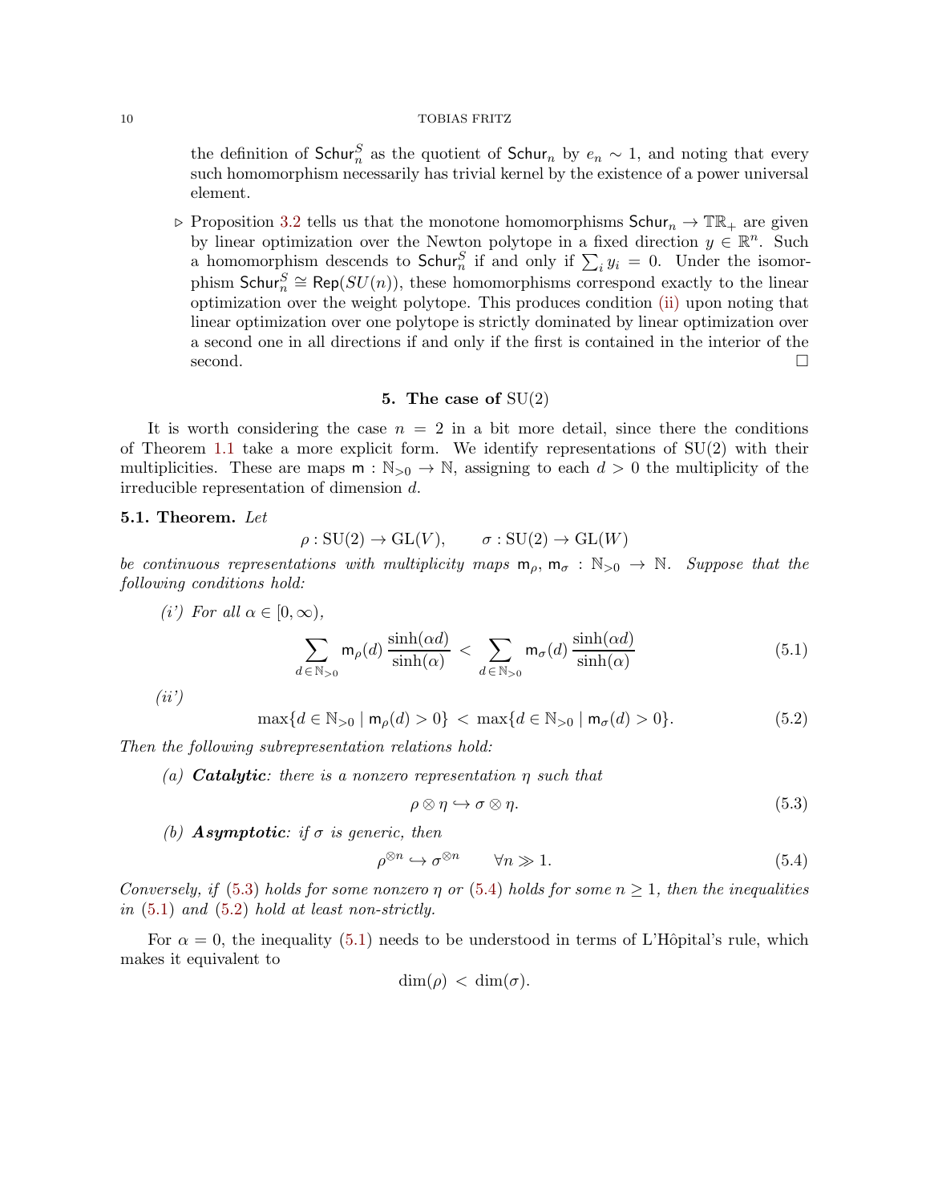the definition of $\mathsf{Schur}_n^S$ as the quotient of $\mathsf{Schur}_n$ by $e_n \sim 1$, and noting that every such homomorphism necessarily has trivial kernel by the existence of a power universal element.

- ▷ Proposition 3.2 tells us that the monotone homomorphisms $\mathsf{Schur}_n \to \mathbb{TR}_+$ are given by linear optimization over the Newton polytope in a fixed direction $y \in \mathbb{R}^n$. Such a homomorphism descends to $\mathsf{Schur}_n^S$ if and only if $\sum_i y_i = 0$. Under the isomorphism $\mathsf{Schur}_n^S \cong \mathsf{Rep}(SU(n))$, these homomorphisms correspond exactly to the linear optimization over the weight polytope. This produces condition (ii) upon noting that linear optimization over one polytope is strictly dominated by linear optimization over a second one in all directions if and only if the first is contained in the interior of the second. □

## 5. The case of SU(2)

It is worth considering the case $n = 2$ in a bit more detail, since there the conditions of Theorem 1.1 take a more explicit form. We identify representations of SU(2) with their multiplicities. These are maps $\mathsf{m} : \mathbb{N}_{>0} \to \mathbb{N}$, assigning to each $d > 0$ the multiplicity of the irreducible representation of dimension $d$.

**5.1. Theorem.** *Let*

$$\rho : \mathrm{SU}(2) \to \mathrm{GL}(V), \qquad \sigma : \mathrm{SU}(2) \to \mathrm{GL}(W)$$

*be continuous representations with multiplicity maps $\mathsf{m}_\rho, \mathsf{m}_\sigma : \mathbb{N}_{>0} \to \mathbb{N}$. Suppose that the following conditions hold:*

*(i') For all $\alpha \in [0, \infty)$,*

$$\sum_{d \in \mathbb{N}_{>0}} \mathsf{m}_\rho(d) \, \frac{\sinh(\alpha d)}{\sinh(\alpha)} \; < \; \sum_{d \in \mathbb{N}_{>0}} \mathsf{m}_\sigma(d) \, \frac{\sinh(\alpha d)}{\sinh(\alpha)} \tag{5.1}$$

*(ii')*

$$\max\{d \in \mathbb{N}_{>0} \mid \mathsf{m}_\rho(d) > 0\} \; < \; \max\{d \in \mathbb{N}_{>0} \mid \mathsf{m}_\sigma(d) > 0\}. \tag{5.2}$$

*Then the following subrepresentation relations hold:*

*(a)* ***Catalytic****: there is a nonzero representation $\eta$ such that*

$$\rho \otimes \eta \hookrightarrow \sigma \otimes \eta. \tag{5.3}$$

*(b)* ***Asymptotic****: if $\sigma$ is generic, then*

$$\rho^{\otimes n} \hookrightarrow \sigma^{\otimes n} \qquad \forall n \gg 1. \tag{5.4}$$

*Conversely, if (5.3) holds for some nonzero $\eta$ or (5.4) holds for some $n \geq 1$, then the inequalities in (5.1) and (5.2) hold at least non-strictly.*

For $\alpha = 0$, the inequality (5.1) needs to be understood in terms of L'Hôpital's rule, which makes it equivalent to

$$\dim(\rho) \; < \; \dim(\sigma).$$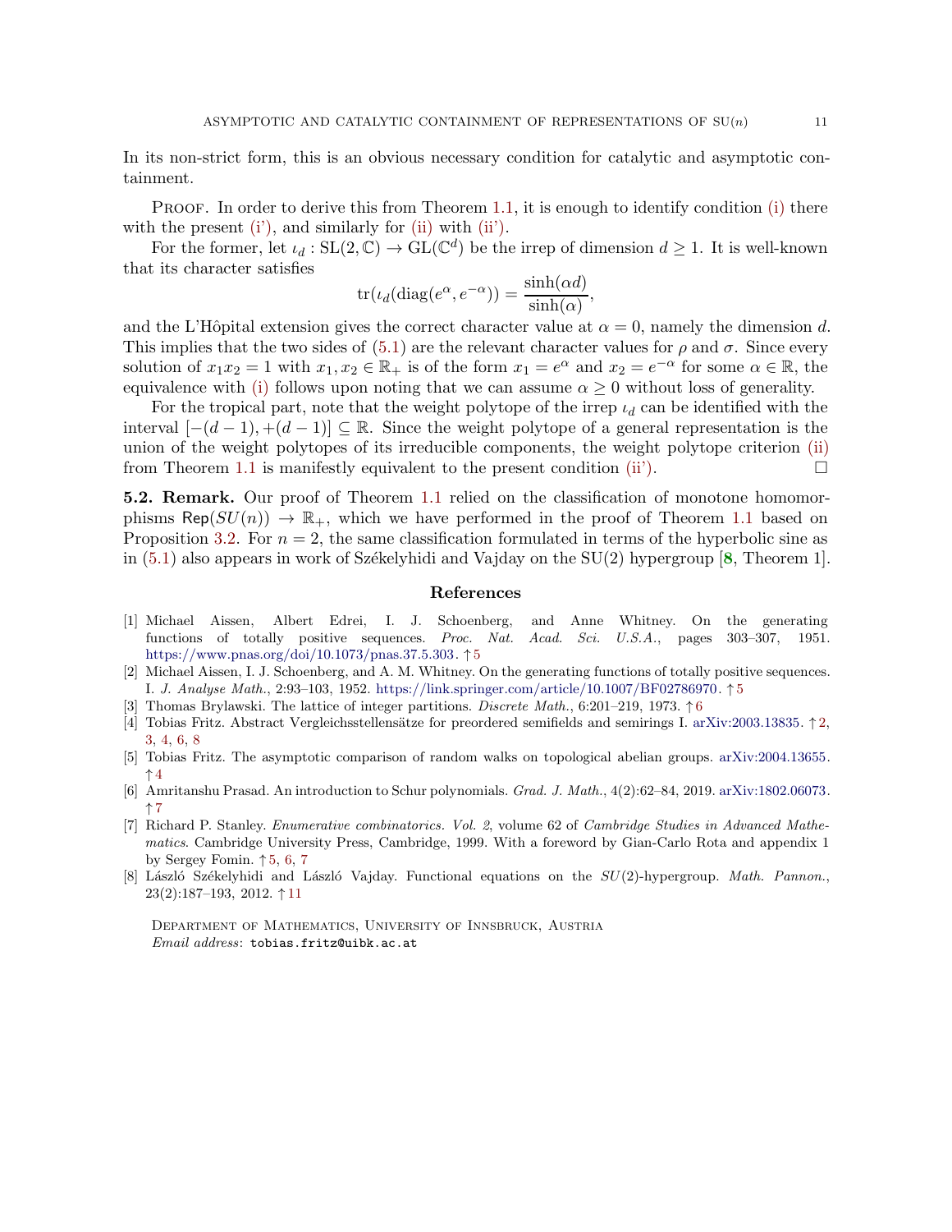In its non-strict form, this is an obvious necessary condition for catalytic and asymptotic containment.

Proof. In order to derive this from Theorem 1.1, it is enough to identify condition (i) there with the present (i'), and similarly for (ii) with (ii').

For the former, let $\iota_d : \mathrm{SL}(2, \mathbb{C}) \to \mathrm{GL}(\mathbb{C}^d)$ be the irrep of dimension $d \geq 1$. It is well-known that its character satisfies

$$\mathrm{tr}(\iota_d(\mathrm{diag}(e^{\alpha}, e^{-\alpha})) = \frac{\sinh(\alpha d)}{\sinh(\alpha)},$$

and the L'Hôpital extension gives the correct character value at $\alpha = 0$, namely the dimension $d$. This implies that the two sides of (5.1) are the relevant character values for $\rho$ and $\sigma$. Since every solution of $x_1 x_2 = 1$ with $x_1, x_2 \in \mathbb{R}_+$ is of the form $x_1 = e^{\alpha}$ and $x_2 = e^{-\alpha}$ for some $\alpha \in \mathbb{R}$, the equivalence with (i) follows upon noting that we can assume $\alpha \geq 0$ without loss of generality.

For the tropical part, note that the weight polytope of the irrep $\iota_d$ can be identified with the interval $[-(d-1), +(d-1)] \subseteq \mathbb{R}$. Since the weight polytope of a general representation is the union of the weight polytopes of its irreducible components, the weight polytope criterion (ii) from Theorem 1.1 is manifestly equivalent to the present condition (ii'). □

**5.2. Remark.** Our proof of Theorem 1.1 relied on the classification of monotone homomorphisms $\mathsf{Rep}(SU(n)) \to \mathbb{R}_+$, which we have performed in the proof of Theorem 1.1 based on Proposition 3.2. For $n = 2$, the same classification formulated in terms of the hyperbolic sine as in (5.1) also appears in work of Székelyhidi and Vajday on the SU(2) hypergroup [8, Theorem 1].

## References

[1] Michael Aissen, Albert Edrei, I. J. Schoenberg, and Anne Whitney. On the generating functions of totally positive sequences. *Proc. Nat. Acad. Sci. U.S.A.*, pages 303–307, 1951. https://www.pnas.org/doi/10.1073/pnas.37.5.303. ↑5

[2] Michael Aissen, I. J. Schoenberg, and A. M. Whitney. On the generating functions of totally positive sequences. I. *J. Analyse Math.*, 2:93–103, 1952. https://link.springer.com/article/10.1007/BF02786970. ↑5

[3] Thomas Brylawski. The lattice of integer partitions. *Discrete Math.*, 6:201–219, 1973. ↑6

[4] Tobias Fritz. Abstract Vergleichsstellensätze for preordered semifields and semirings I. arXiv:2003.13835. ↑2, 3, 4, 6, 8

[5] Tobias Fritz. The asymptotic comparison of random walks on topological abelian groups. arXiv:2004.13655. ↑4

[6] Amritanshu Prasad. An introduction to Schur polynomials. *Grad. J. Math.*, 4(2):62–84, 2019. arXiv:1802.06073. ↑7

[7] Richard P. Stanley. *Enumerative combinatorics. Vol. 2*, volume 62 of *Cambridge Studies in Advanced Mathematics*. Cambridge University Press, Cambridge, 1999. With a foreword by Gian-Carlo Rota and appendix 1 by Sergey Fomin. ↑5, 6, 7

[8] László Székelyhidi and László Vajday. Functional equations on the $SU(2)$-hypergroup. *Math. Pannon.*, 23(2):187–193, 2012. ↑11

Department of Mathematics, University of Innsbruck, Austria
*Email address*: tobias.fritz@uibk.ac.at